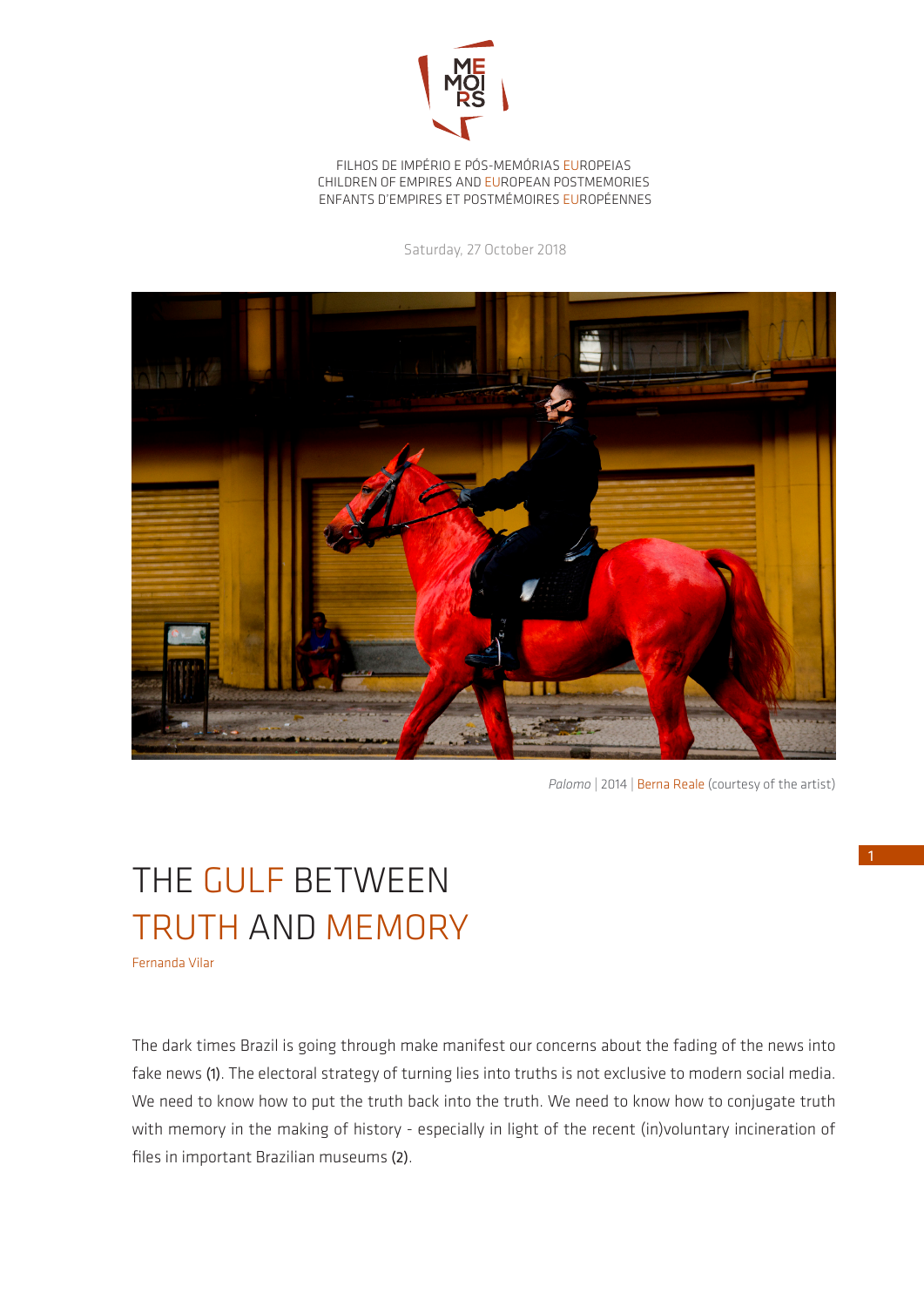FILHOS DE IMPÉRIO E PÓS-MEMÓRIAS EUROPEIAS
CHILDREN OF EMPIRES AND EUROPEAN POSTMEMORIES
ENFANTS D'EMPIRES ET POSTMÉMOIRES EUROPÉENNES

Saturday, 27 October 2018

*Palomo* | 2014 | Berna Reale (courtesy of the artist)

# THE GULF BETWEEN TRUTH AND MEMORY

Fernanda Vilar

The dark times Brazil is going through make manifest our concerns about the fading of the news into fake news (1). The electoral strategy of turning lies into truths is not exclusive to modern social media. We need to know how to put the truth back into the truth. We need to know how to conjugate truth with memory in the making of history - especially in light of the recent (in)voluntary incineration of files in important Brazilian museums (2).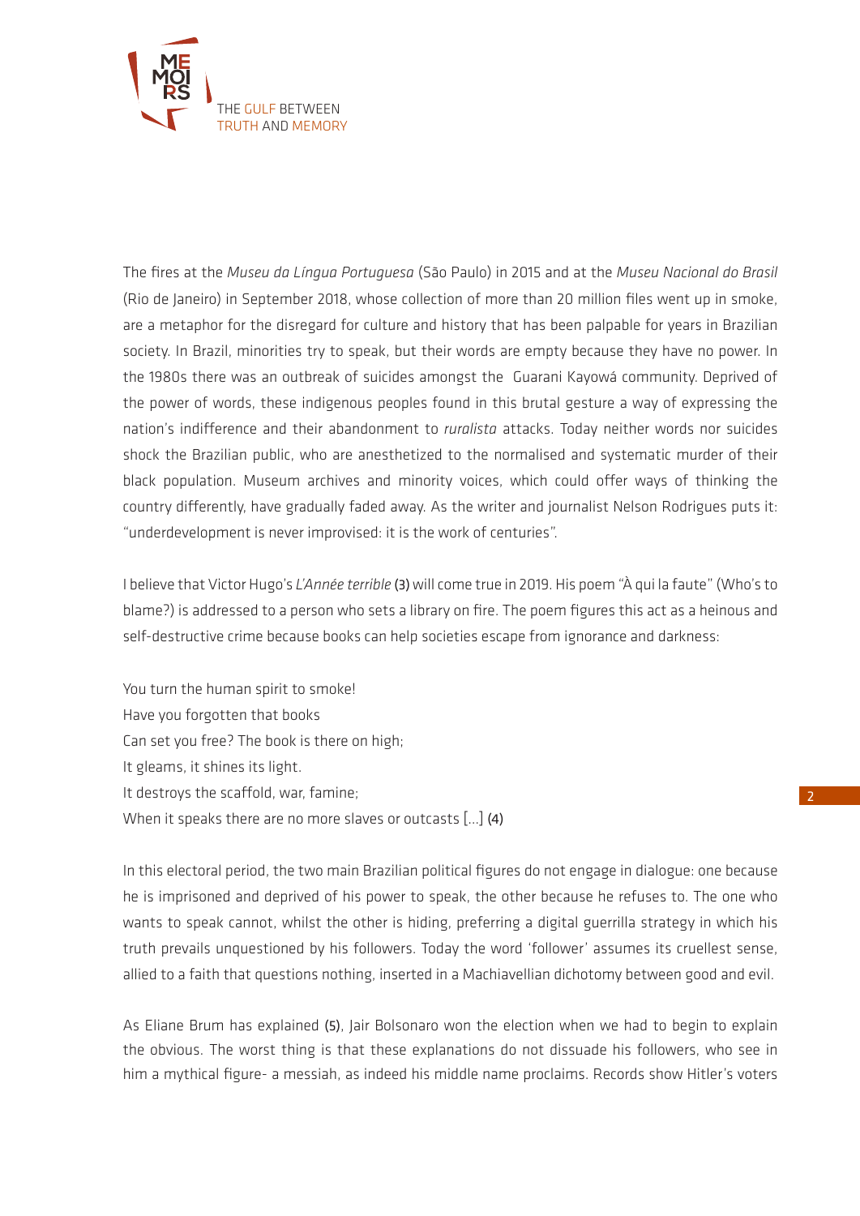The fires at the *Museu da Língua Portuguesa* (São Paulo) in 2015 and at the *Museu Nacional do Brasil* (Rio de Janeiro) in September 2018, whose collection of more than 20 million files went up in smoke, are a metaphor for the disregard for culture and history that has been palpable for years in Brazilian society. In Brazil, minorities try to speak, but their words are empty because they have no power. In the 1980s there was an outbreak of suicides amongst the Guarani Kayowá community. Deprived of the power of words, these indigenous peoples found in this brutal gesture a way of expressing the nation's indifference and their abandonment to *ruralista* attacks. Today neither words nor suicides shock the Brazilian public, who are anesthetized to the normalised and systematic murder of their black population. Museum archives and minority voices, which could offer ways of thinking the country differently, have gradually faded away. As the writer and journalist Nelson Rodrigues puts it: "underdevelopment is never improvised: it is the work of centuries".

I believe that Victor Hugo's *L'Année terrible* (3) will come true in 2019. His poem "À qui la faute" (Who's to blame?) is addressed to a person who sets a library on fire. The poem figures this act as a heinous and self-destructive crime because books can help societies escape from ignorance and darkness:

You turn the human spirit to smoke!  
Have you forgotten that books  
Can set you free? The book is there on high;  
It gleams, it shines its light.  
It destroys the scaffold, war, famine;  
When it speaks there are no more slaves or outcasts [...] (4)

In this electoral period, the two main Brazilian political figures do not engage in dialogue: one because he is imprisoned and deprived of his power to speak, the other because he refuses to. The one who wants to speak cannot, whilst the other is hiding, preferring a digital guerrilla strategy in which his truth prevails unquestioned by his followers. Today the word 'follower' assumes its cruellest sense, allied to a faith that questions nothing, inserted in a Machiavellian dichotomy between good and evil.

As Eliane Brum has explained (5), Jair Bolsonaro won the election when we had to begin to explain the obvious. The worst thing is that these explanations do not dissuade his followers, who see in him a mythical figure- a messiah, as indeed his middle name proclaims. Records show Hitler's voters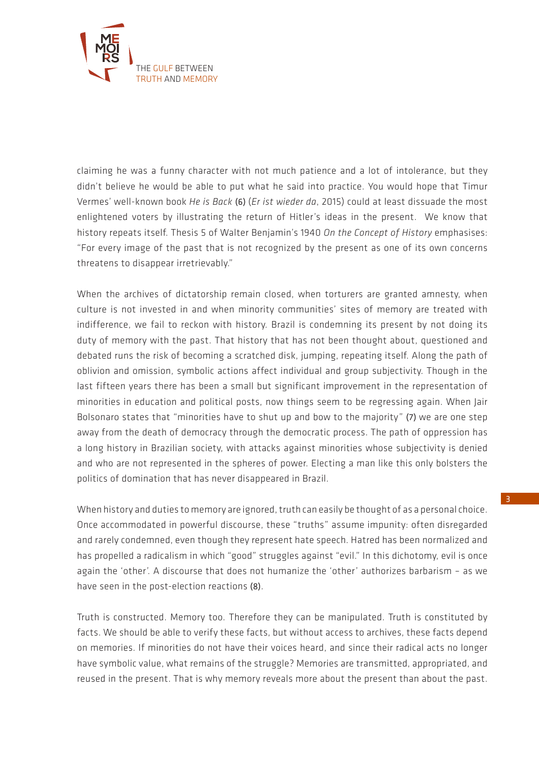claiming he was a funny character with not much patience and a lot of intolerance, but they didn't believe he would be able to put what he said into practice. You would hope that Timur Vermes' well-known book *He is Back* (6) (*Er ist wieder da*, 2015) could at least dissuade the most enlightened voters by illustrating the return of Hitler's ideas in the present. We know that history repeats itself. Thesis 5 of Walter Benjamin's 1940 *On the Concept of History* emphasises: "For every image of the past that is not recognized by the present as one of its own concerns threatens to disappear irretrievably."

When the archives of dictatorship remain closed, when torturers are granted amnesty, when culture is not invested in and when minority communities' sites of memory are treated with indifference, we fail to reckon with history. Brazil is condemning its present by not doing its duty of memory with the past. That history that has not been thought about, questioned and debated runs the risk of becoming a scratched disk, jumping, repeating itself. Along the path of oblivion and omission, symbolic actions affect individual and group subjectivity. Though in the last fifteen years there has been a small but significant improvement in the representation of minorities in education and political posts, now things seem to be regressing again. When Jair Bolsonaro states that "minorities have to shut up and bow to the majority" (7) we are one step away from the death of democracy through the democratic process. The path of oppression has a long history in Brazilian society, with attacks against minorities whose subjectivity is denied and who are not represented in the spheres of power. Electing a man like this only bolsters the politics of domination that has never disappeared in Brazil.

When history and duties to memory are ignored, truth can easily be thought of as a personal choice. Once accommodated in powerful discourse, these "truths" assume impunity: often disregarded and rarely condemned, even though they represent hate speech. Hatred has been normalized and has propelled a radicalism in which "good" struggles against "evil." In this dichotomy, evil is once again the 'other'. A discourse that does not humanize the 'other' authorizes barbarism – as we have seen in the post-election reactions (8).

Truth is constructed. Memory too. Therefore they can be manipulated. Truth is constituted by facts. We should be able to verify these facts, but without access to archives, these facts depend on memories. If minorities do not have their voices heard, and since their radical acts no longer have symbolic value, what remains of the struggle? Memories are transmitted, appropriated, and reused in the present. That is why memory reveals more about the present than about the past.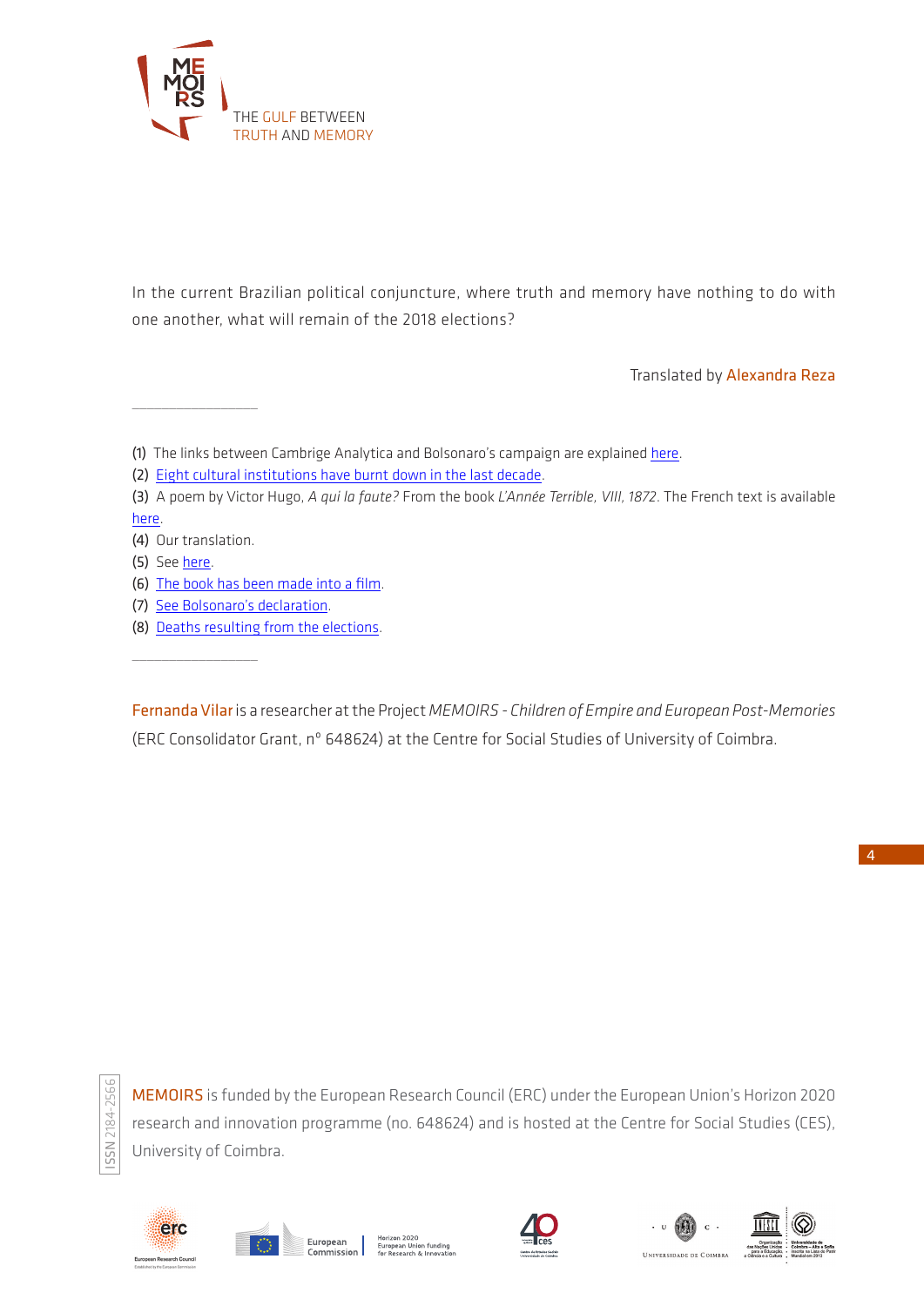In the current Brazilian political conjuncture, where truth and memory have nothing to do with one another, what will remain of the 2018 elections?

Translated by Alexandra Reza

---

(1) The links between Cambrige Analytica and Bolsonaro's campaign are explained here.

(2) Eight cultural institutions have burnt down in the last decade.

(3) A poem by Victor Hugo, *A qui la faute?* From the book *L'Année Terrible, VIII, 1872*. The French text is available here.

(4) Our translation.

(5) See here.

(6) The book has been made into a film.

(7) See Bolsonaro's declaration.

(8) Deaths resulting from the elections.

---

Fernanda Vilar is a researcher at the Project *MEMOIRS - Children of Empire and European Post-Memories* (ERC Consolidator Grant, nº 648624) at the Centre for Social Studies of University of Coimbra.

ISSN 2184-2566

MEMOIRS is funded by the European Research Council (ERC) under the European Union's Horizon 2020 research and innovation programme (no. 648624) and is hosted at the Centre for Social Studies (CES), University of Coimbra.